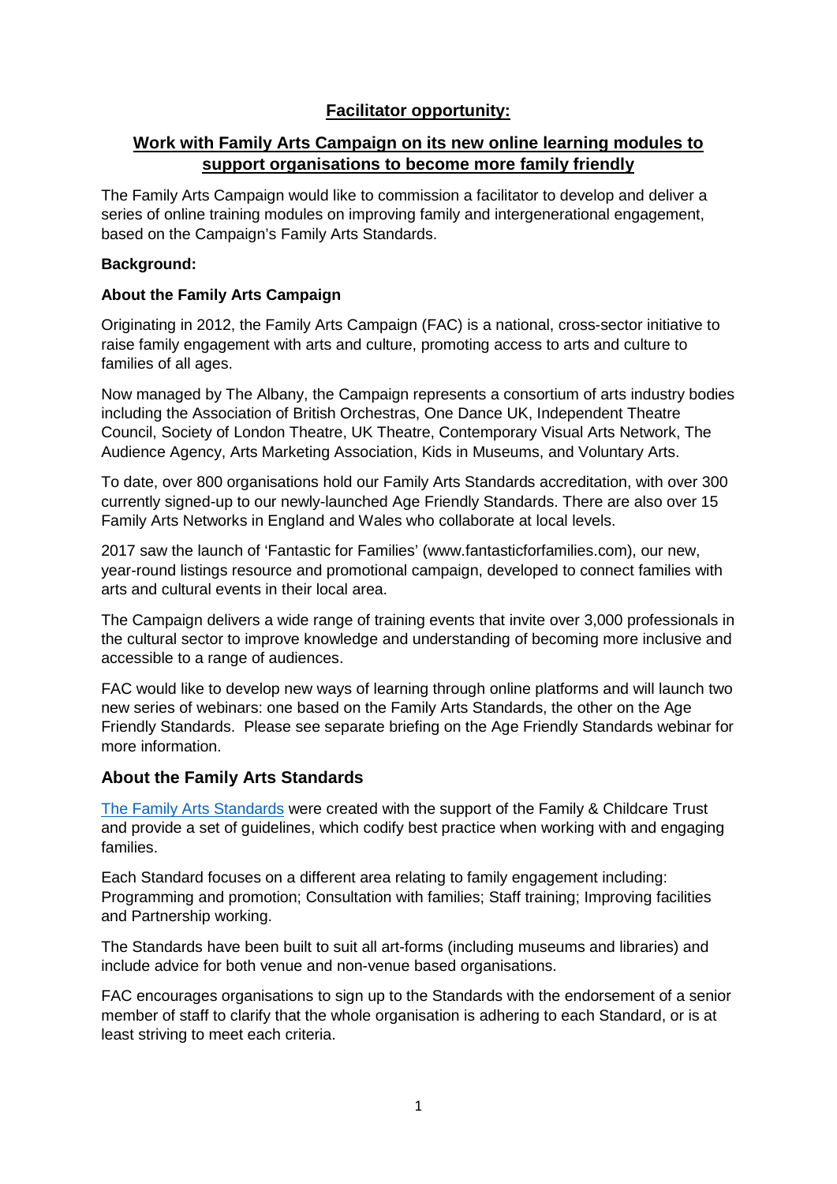# Facilitator opportunity:

## Work with Family Arts Campaign on its new online learning modules to support organisations to become more family friendly

The Family Arts Campaign would like to commission a facilitator to develop and deliver a series of online training modules on improving family and intergenerational engagement, based on the Campaign's Family Arts Standards.

**Background:**

**About the Family Arts Campaign**

Originating in 2012, the Family Arts Campaign (FAC) is a national, cross-sector initiative to raise family engagement with arts and culture, promoting access to arts and culture to families of all ages.

Now managed by The Albany, the Campaign represents a consortium of arts industry bodies including the Association of British Orchestras, One Dance UK, Independent Theatre Council, Society of London Theatre, UK Theatre, Contemporary Visual Arts Network, The Audience Agency, Arts Marketing Association, Kids in Museums, and Voluntary Arts.

To date, over 800 organisations hold our Family Arts Standards accreditation, with over 300 currently signed-up to our newly-launched Age Friendly Standards. There are also over 15 Family Arts Networks in England and Wales who collaborate at local levels.

2017 saw the launch of 'Fantastic for Families' (www.fantasticforfamilies.com), our new, year-round listings resource and promotional campaign, developed to connect families with arts and cultural events in their local area.

The Campaign delivers a wide range of training events that invite over 3,000 professionals in the cultural sector to improve knowledge and understanding of becoming more inclusive and accessible to a range of audiences.

FAC would like to develop new ways of learning through online platforms and will launch two new series of webinars: one based on the Family Arts Standards, the other on the Age Friendly Standards. Please see separate briefing on the Age Friendly Standards webinar for more information.

### About the Family Arts Standards

The Family Arts Standards were created with the support of the Family & Childcare Trust and provide a set of guidelines, which codify best practice when working with and engaging families.

Each Standard focuses on a different area relating to family engagement including: Programming and promotion; Consultation with families; Staff training; Improving facilities and Partnership working.

The Standards have been built to suit all art-forms (including museums and libraries) and include advice for both venue and non-venue based organisations.

FAC encourages organisations to sign up to the Standards with the endorsement of a senior member of staff to clarify that the whole organisation is adhering to each Standard, or is at least striving to meet each criteria.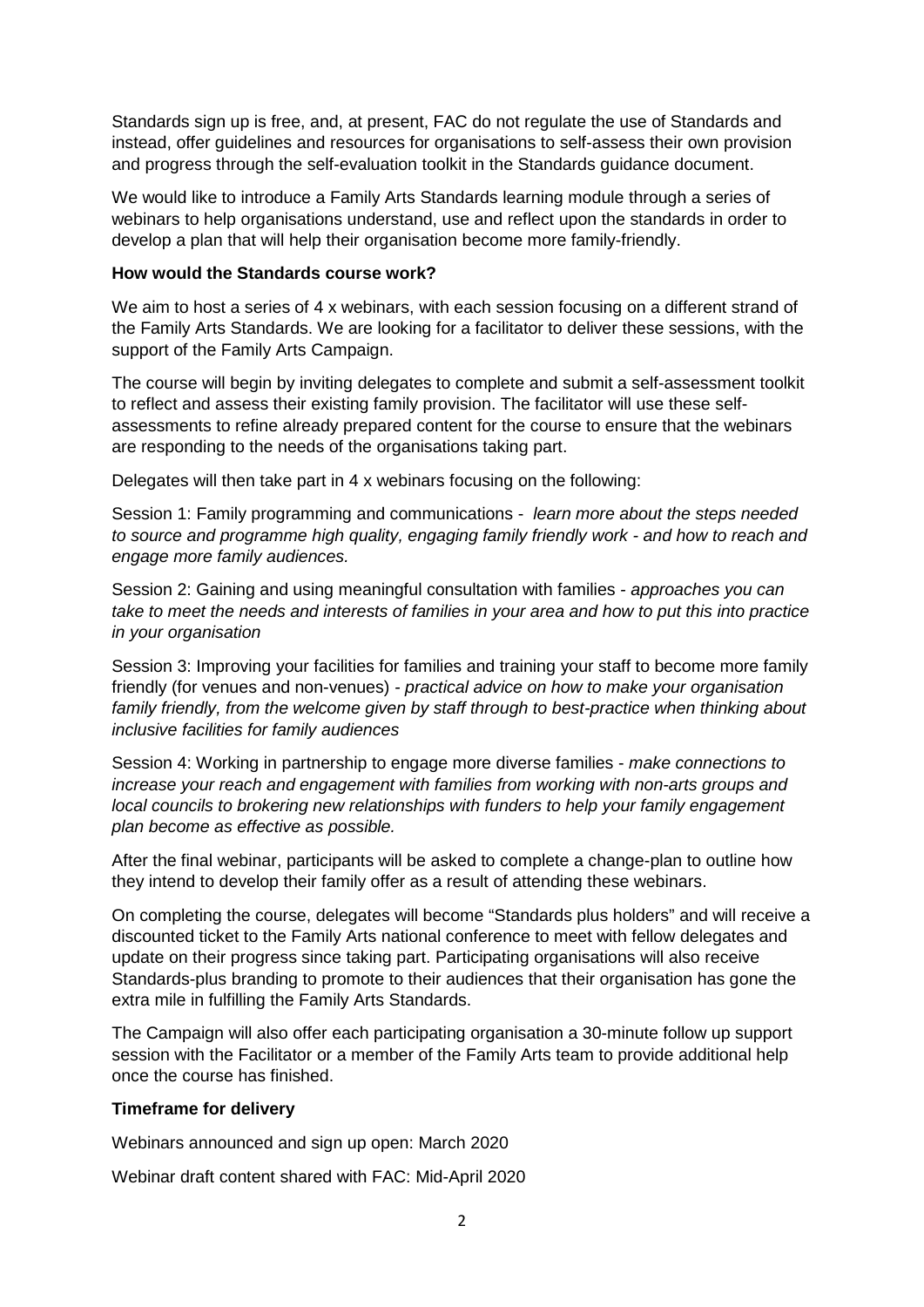Standards sign up is free, and, at present, FAC do not regulate the use of Standards and instead, offer guidelines and resources for organisations to self-assess their own provision and progress through the self-evaluation toolkit in the Standards guidance document.

We would like to introduce a Family Arts Standards learning module through a series of webinars to help organisations understand, use and reflect upon the standards in order to develop a plan that will help their organisation become more family-friendly.

**How would the Standards course work?**

We aim to host a series of 4 x webinars, with each session focusing on a different strand of the Family Arts Standards. We are looking for a facilitator to deliver these sessions, with the support of the Family Arts Campaign.

The course will begin by inviting delegates to complete and submit a self-assessment toolkit to reflect and assess their existing family provision. The facilitator will use these self-assessments to refine already prepared content for the course to ensure that the webinars are responding to the needs of the organisations taking part.

Delegates will then take part in 4 x webinars focusing on the following:

Session 1: Family programming and communications - *learn more about the steps needed to source and programme high quality, engaging family friendly work - and how to reach and engage more family audiences.*

Session 2: Gaining and using meaningful consultation with families - *approaches you can take to meet the needs and interests of families in your area and how to put this into practice in your organisation*

Session 3: Improving your facilities for families and training your staff to become more family friendly (for venues and non-venues) - *practical advice on how to make your organisation family friendly, from the welcome given by staff through to best-practice when thinking about inclusive facilities for family audiences*

Session 4: Working in partnership to engage more diverse families - *make connections to increase your reach and engagement with families from working with non-arts groups and local councils to brokering new relationships with funders to help your family engagement plan become as effective as possible.*

After the final webinar, participants will be asked to complete a change-plan to outline how they intend to develop their family offer as a result of attending these webinars.

On completing the course, delegates will become "Standards plus holders" and will receive a discounted ticket to the Family Arts national conference to meet with fellow delegates and update on their progress since taking part. Participating organisations will also receive Standards-plus branding to promote to their audiences that their organisation has gone the extra mile in fulfilling the Family Arts Standards.

The Campaign will also offer each participating organisation a 30-minute follow up support session with the Facilitator or a member of the Family Arts team to provide additional help once the course has finished.

**Timeframe for delivery**

Webinars announced and sign up open: March 2020

Webinar draft content shared with FAC: Mid-April 2020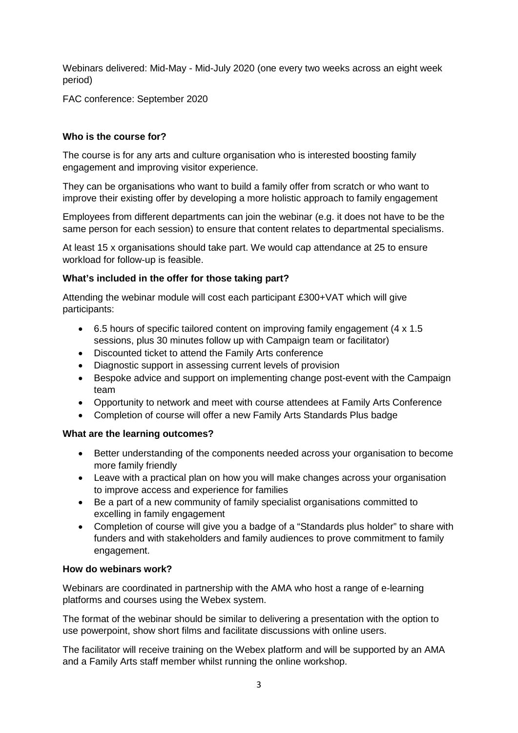Webinars delivered: Mid-May - Mid-July 2020 (one every two weeks across an eight week period)

FAC conference: September 2020

**Who is the course for?**

The course is for any arts and culture organisation who is interested boosting family engagement and improving visitor experience.

They can be organisations who want to build a family offer from scratch or who want to improve their existing offer by developing a more holistic approach to family engagement

Employees from different departments can join the webinar (e.g. it does not have to be the same person for each session) to ensure that content relates to departmental specialisms.

At least 15 x organisations should take part. We would cap attendance at 25 to ensure workload for follow-up is feasible.

**What's included in the offer for those taking part?**

Attending the webinar module will cost each participant £300+VAT which will give participants:

- 6.5 hours of specific tailored content on improving family engagement (4 x 1.5 sessions, plus 30 minutes follow up with Campaign team or facilitator)
- Discounted ticket to attend the Family Arts conference
- Diagnostic support in assessing current levels of provision
- Bespoke advice and support on implementing change post-event with the Campaign team
- Opportunity to network and meet with course attendees at Family Arts Conference
- Completion of course will offer a new Family Arts Standards Plus badge

**What are the learning outcomes?**

- Better understanding of the components needed across your organisation to become more family friendly
- Leave with a practical plan on how you will make changes across your organisation to improve access and experience for families
- Be a part of a new community of family specialist organisations committed to excelling in family engagement
- Completion of course will give you a badge of a "Standards plus holder" to share with funders and with stakeholders and family audiences to prove commitment to family engagement.

**How do webinars work?**

Webinars are coordinated in partnership with the AMA who host a range of e-learning platforms and courses using the Webex system.

The format of the webinar should be similar to delivering a presentation with the option to use powerpoint, show short films and facilitate discussions with online users.

The facilitator will receive training on the Webex platform and will be supported by an AMA and a Family Arts staff member whilst running the online workshop.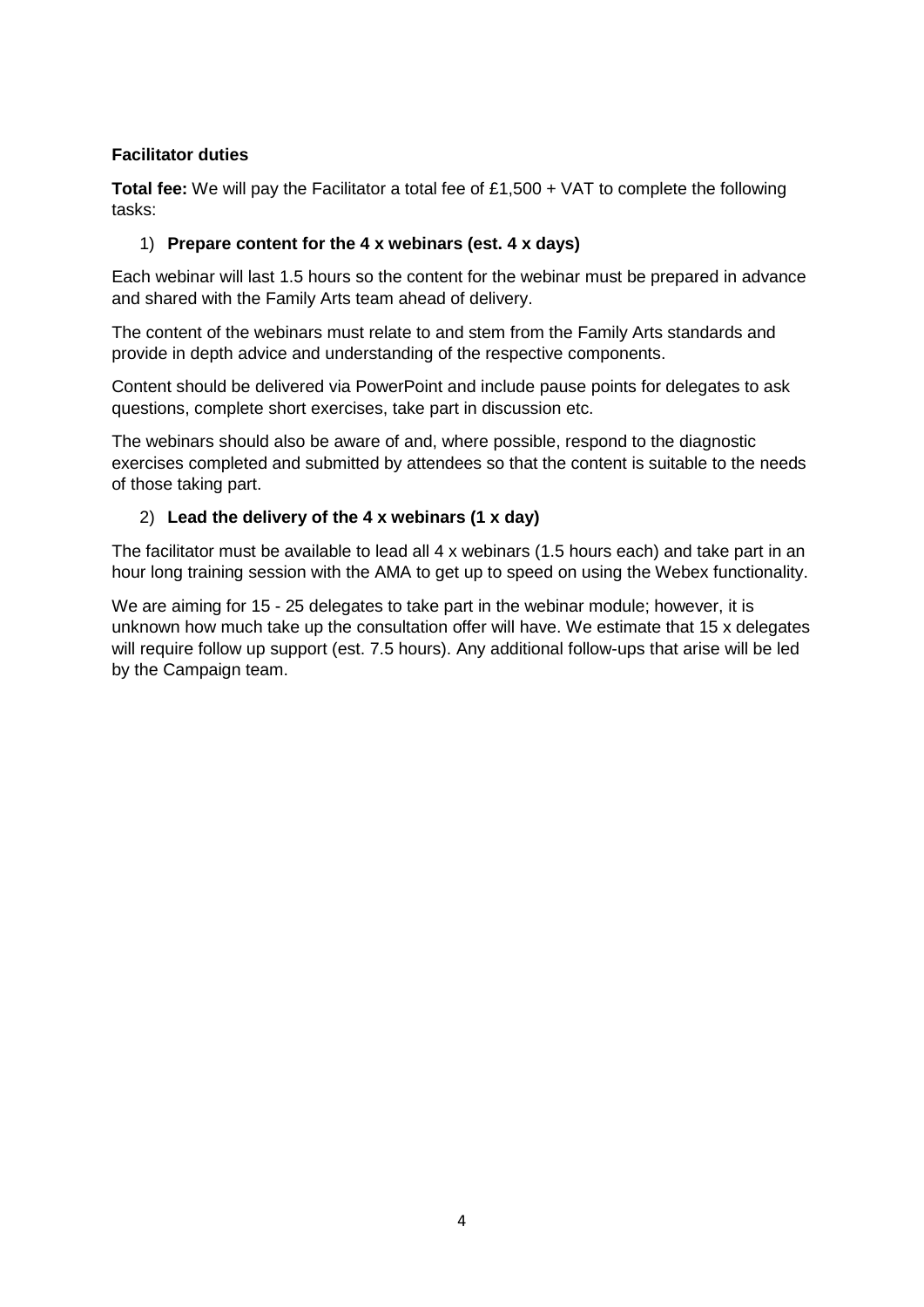**Facilitator duties**

**Total fee:** We will pay the Facilitator a total fee of £1,500 + VAT to complete the following tasks:

1) **Prepare content for the 4 x webinars (est. 4 x days)**

Each webinar will last 1.5 hours so the content for the webinar must be prepared in advance and shared with the Family Arts team ahead of delivery.

The content of the webinars must relate to and stem from the Family Arts standards and provide in depth advice and understanding of the respective components.

Content should be delivered via PowerPoint and include pause points for delegates to ask questions, complete short exercises, take part in discussion etc.

The webinars should also be aware of and, where possible, respond to the diagnostic exercises completed and submitted by attendees so that the content is suitable to the needs of those taking part.

2) **Lead the delivery of the 4 x webinars (1 x day)**

The facilitator must be available to lead all 4 x webinars (1.5 hours each) and take part in an hour long training session with the AMA to get up to speed on using the Webex functionality.

We are aiming for 15 - 25 delegates to take part in the webinar module; however, it is unknown how much take up the consultation offer will have. We estimate that 15 x delegates will require follow up support (est. 7.5 hours). Any additional follow-ups that arise will be led by the Campaign team.